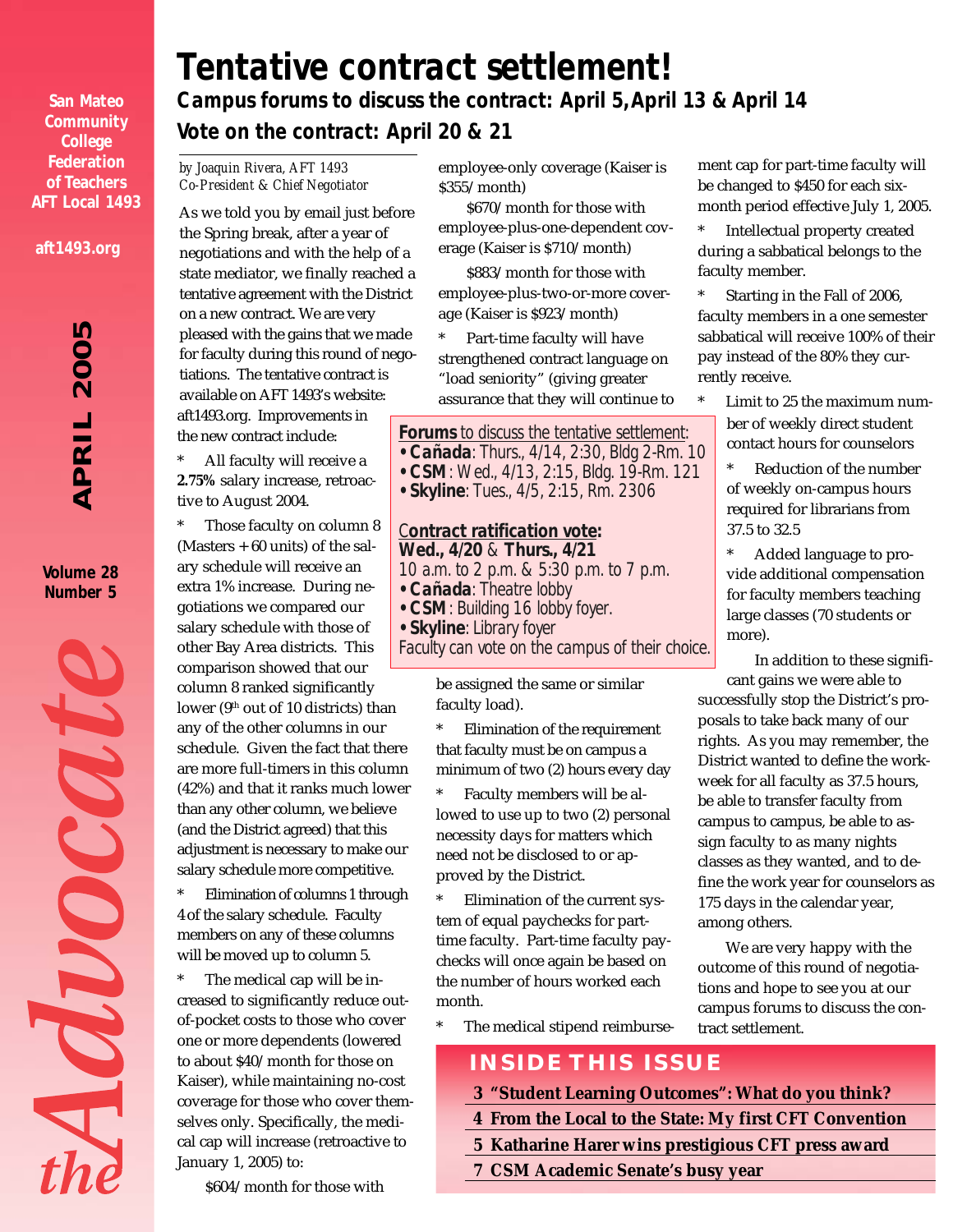San Mateo Community College Federation of Teachers AFT Local 1493

aft1493.org

APRIL 2005

Volume 28 Number 5

# the Advocate

# Tentative contract settlement!

## Campus forums to discuss the contract: April 5, April 13 & April 14

## Vote on the contract: April 20 & 21

*by Joaquin Rivera, AFT 1493 Co-President & Chief Negotiator*

As we told you by email just before the Spring break, after a year of negotiations and with the help of a state mediator, we finally reached a tentative agreement with the District on a new contract. We are very pleased with the gains that we made for faculty during this round of negotiations. The tentative contract is available on AFT 1493's website: aft1493.org. Improvements in the new contract include:

* All faculty will receive a **2.75%** salary increase, retroactive to August 2004.

* Those faculty on column 8 (Masters + 60 units) of the salary schedule will receive an extra 1% increase. During negotiations we compared our salary schedule with those of other Bay Area districts. This comparison showed that our column 8 ranked significantly lower (9th out of 10 districts) than any of the other columns in our schedule. Given the fact that there are more full-timers in this column (42%) and that it ranks much lower than any other column, we believe (and the District agreed) that this adjustment is necessary to make our salary schedule more competitive.

* Elimination of columns 1 through 4 of the salary schedule. Faculty members on any of these columns will be moved up to column 5.

* The medical cap will be increased to significantly reduce out-of-pocket costs to those who cover one or more dependents (lowered to about $40/month for those on Kaiser), while maintaining no-cost coverage for those who cover themselves only. Specifically, the medical cap will increase (retroactive to January 1, 2005) to:

$604/month for those with employee-only coverage (Kaiser is $355/month)

$670/month for those with employee-plus-one-dependent coverage (Kaiser is $710/month)

$883/month for those with employee-plus-two-or-more coverage (Kaiser is $923/month)

* Part-time faculty will have strengthened contract language on "load seniority" (giving greater assurance that they will continue to be assigned the same or similar faculty load).

* Elimination of the requirement that faculty must be on campus a minimum of two (2) hours every day

* Faculty members will be allowed to use up to two (2) personal necessity days for matters which need not be disclosed to or approved by the District.

* Elimination of the current system of equal paychecks for part-time faculty. Part-time faculty paychecks will once again be based on the number of hours worked each month.

* The medical stipend reimbursement cap for part-time faculty will be changed to $450 for each six-month period effective July 1, 2005.

* Intellectual property created during a sabbatical belongs to the faculty member.

* Starting in the Fall of 2006, faculty members in a one semester sabbatical will receive 100% of their pay instead of the 80% they currently receive.

* Limit to 25 the maximum number of weekly direct student contact hours for counselors

* Reduction of the number of weekly on-campus hours required for librarians from 37.5 to 32.5

* Added language to provide additional compensation for faculty members teaching large classes (70 students or more).

In addition to these significant gains we were able to successfully stop the District's proposals to take back many of our rights. As you may remember, the District wanted to define the workweek for all faculty as 37.5 hours, be able to transfer faculty from campus to campus, be able to assign faculty to as many nights classes as they wanted, and to define the work year for counselors as 175 days in the calendar year, among others.

We are very happy with the outcome of this round of negotiations and hope to see you at our campus forums to discuss the contract settlement.

---

**Forums** to discuss the tentative settlement:

- **Cañada**: Thurs., 4/14, 2:30, Bldg 2-Rm. 10
- **CSM**: Wed., 4/13, 2:15, Bldg. 19-Rm. 121
- **Skyline**: Tues., 4/5, 2:15, Rm. 2306

**Contract ratification vote:**
**Wed., 4/20** & **Thurs., 4/21**
10 a.m. to 2 p.m. & 5:30 p.m. to 7 p.m.

- **Cañada**: Theatre lobby
- **CSM**: Building 16 lobby foyer.
- **Skyline**: Library foyer

Faculty can vote on the campus of their choice.

---

## INSIDE THIS ISSUE

- 3 "Student Learning Outcomes": What do you think?
- 4 From the Local to the State: My first CFT Convention
- 5 Katharine Harer wins prestigious CFT press award
- 7 CSM Academic Senate's busy year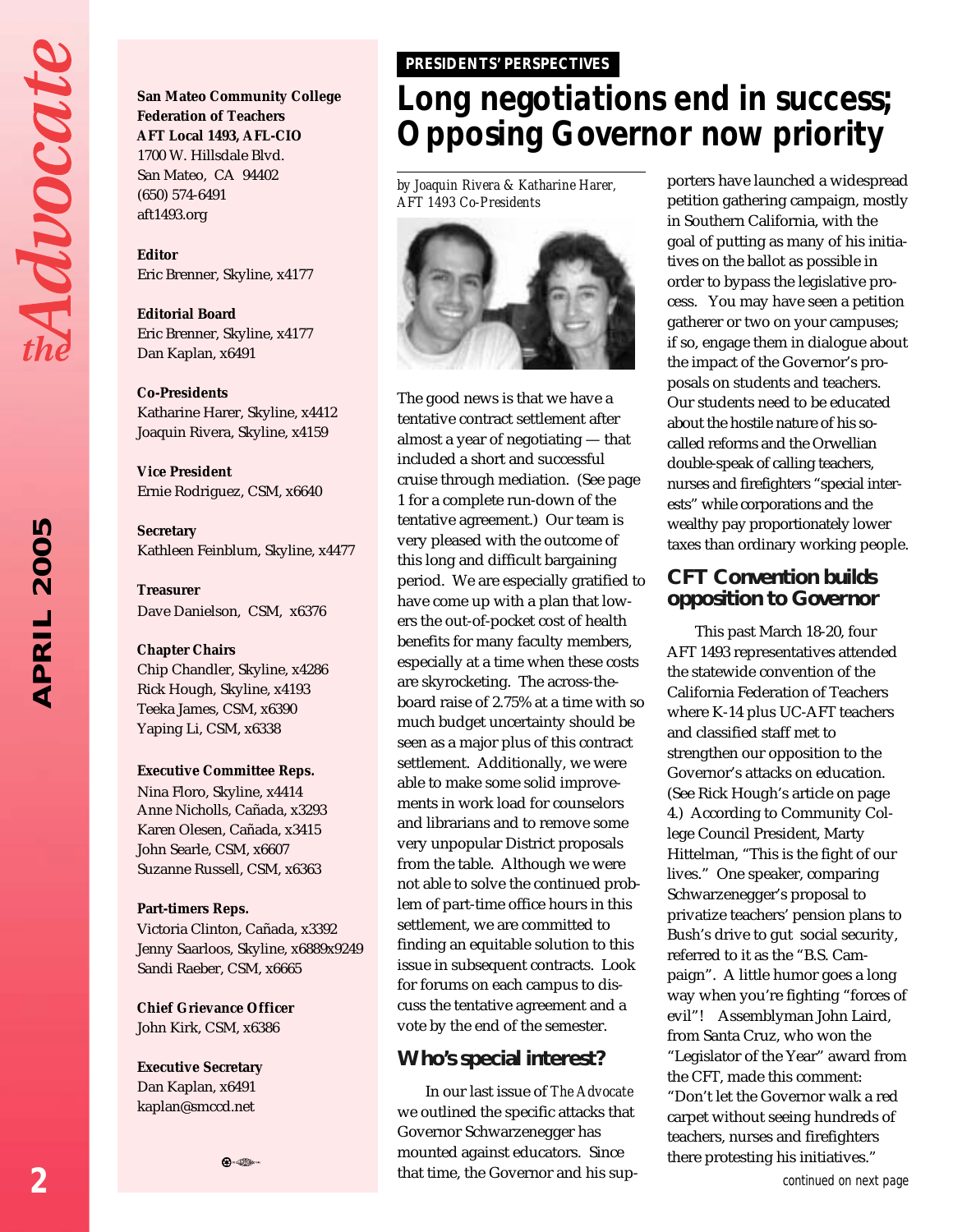**San Mateo Community College Federation of Teachers**
**AFT Local 1493, AFL-CIO**
1700 W. Hillsdale Blvd.
San Mateo, CA 94402
(650) 574-6491
aft1493.org

**Editor**
Eric Brenner, Skyline, x4177

**Editorial Board**
Eric Brenner, Skyline, x4177
Dan Kaplan, x6491

**Co-Presidents**
Katharine Harer, Skyline, x4412
Joaquin Rivera, Skyline, x4159

**Vice President**
Ernie Rodriguez, CSM, x6640

**Secretary**
Kathleen Feinblum, Skyline, x4477

**Treasurer**
Dave Danielson, CSM, x6376

**Chapter Chairs**
Chip Chandler, Skyline, x4286
Rick Hough, Skyline, x4193
Teeka James, CSM, x6390
Yaping Li, CSM, x6338

**Executive Committee Reps.**
Nina Floro, Skyline, x4414
Anne Nicholls, Cañada, x3293
Karen Olesen, Cañada, x3415
John Searle, CSM, x6607
Suzanne Russell, CSM, x6363

**Part-timers Reps.**
Victoria Clinton, Cañada, x3392
Jenny Saarloos, Skyline, x6889x9249
Sandi Raeber, CSM, x6665

**Chief Grievance Officer**
John Kirk, CSM, x6386

**Executive Secretary**
Dan Kaplan, x6491
kaplan@smccd.net

**PRESIDENTS' PERSPECTIVES**

# Long negotiations end in success; Opposing Governor now priority

*by Joaquin Rivera & Katharine Harer, AFT 1493 Co-Presidents*

The good news is that we have a tentative contract settlement after almost a year of negotiating — that included a short and successful cruise through mediation. (See page 1 for a complete run-down of the tentative agreement.) Our team is very pleased with the outcome of this long and difficult bargaining period. We are especially gratified to have come up with a plan that lowers the out-of-pocket cost of health benefits for many faculty members, especially at a time when these costs are skyrocketing. The across-the-board raise of 2.75% at a time with so much budget uncertainty should be seen as a major plus of this contract settlement. Additionally, we were able to make some solid improvements in work load for counselors and librarians and to remove some very unpopular District proposals from the table. Although we were not able to solve the continued problem of part-time office hours in this settlement, we are committed to finding an equitable solution to this issue in subsequent contracts. Look for forums on each campus to discuss the tentative agreement and a vote by the end of the semester.

## Who's special interest?

In our last issue of *The Advocate* we outlined the specific attacks that Governor Schwarzenegger has mounted against educators. Since that time, the Governor and his supporters have launched a widespread petition gathering campaign, mostly in Southern California, with the goal of putting as many of his initiatives on the ballot as possible in order to bypass the legislative process. You may have seen a petition gatherer or two on your campuses; if so, engage them in dialogue about the impact of the Governor's proposals on students and teachers. Our students need to be educated about the hostile nature of his so-called reforms and the Orwellian double-speak of calling teachers, nurses and firefighters "special interests" while corporations and the wealthy pay proportionately lower taxes than ordinary working people.

## CFT Convention builds opposition to Governor

This past March 18-20, four AFT 1493 representatives attended the statewide convention of the California Federation of Teachers where K-14 plus UC-AFT teachers and classified staff met to strengthen our opposition to the Governor's attacks on education. (See Rick Hough's article on page 4.) According to Community College Council President, Marty Hittelman, "This is the fight of our lives." One speaker, comparing Schwarzenegger's proposal to privatize teachers' pension plans to Bush's drive to gut social security, referred to it as the "B.S. Campaign". A little humor goes a long way when you're fighting "forces of evil"! Assemblyman John Laird, from Santa Cruz, who won the "Legislator of the Year" award from the CFT, made this comment: "Don't let the Governor walk a red carpet without seeing hundreds of teachers, nurses and firefighters there protesting his initiatives."

*continued on next page*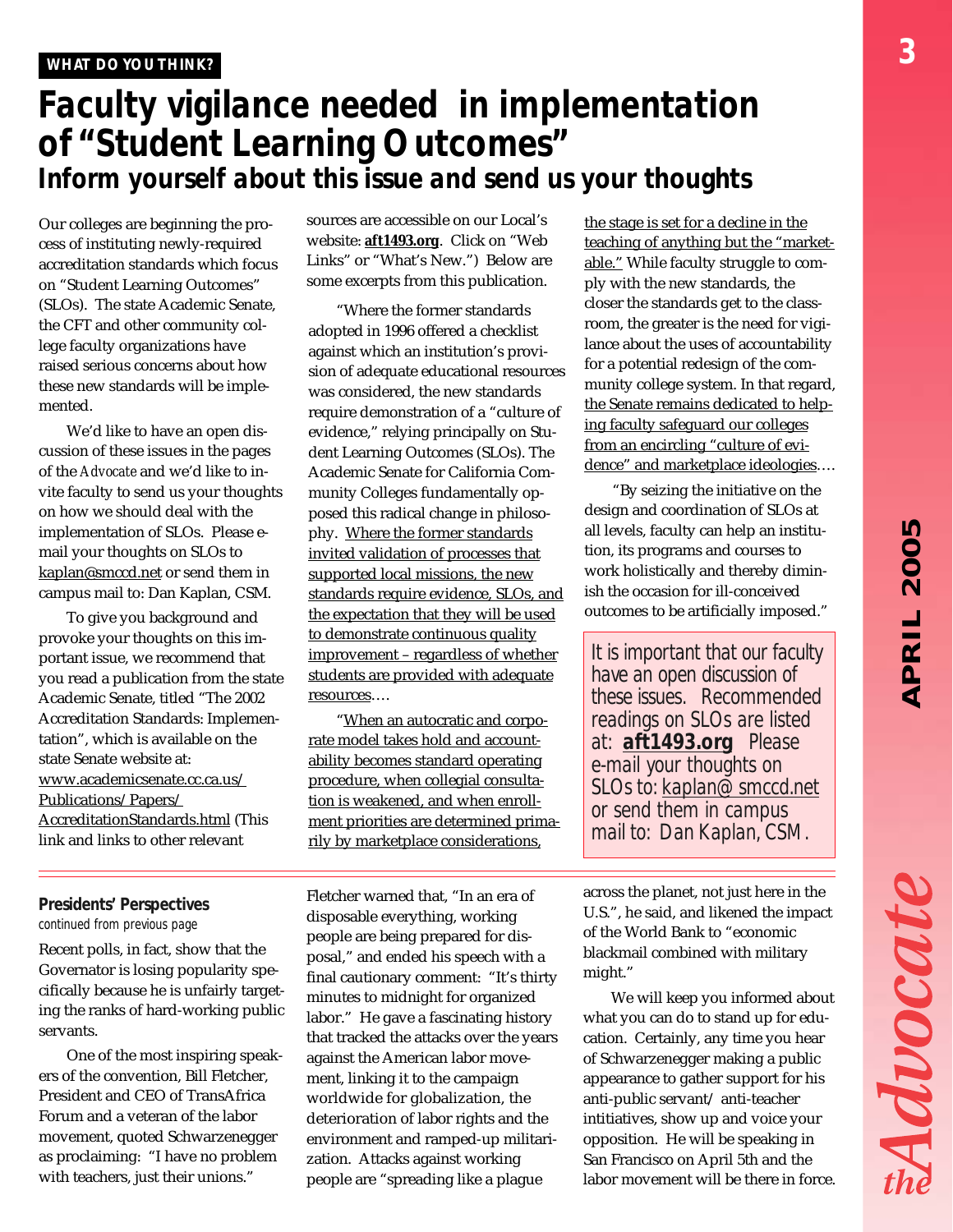WHAT DO YOU THINK?

# Faculty vigilance needed in implementation of "Student Learning Outcomes"

## Inform yourself about this issue and send us your thoughts

Our colleges are beginning the process of instituting newly-required accreditation standards which focus on "Student Learning Outcomes" (SLOs). The state Academic Senate, the CFT and other community college faculty organizations have raised serious concerns about how these new standards will be implemented.

We'd like to have an open discussion of these issues in the pages of the *Advocate* and we'd like to invite faculty to send us your thoughts on how we should deal with the implementation of SLOs. Please e-mail your thoughts on SLOs to kaplan@smccd.net or send them in campus mail to: Dan Kaplan, CSM.

To give you background and provoke your thoughts on this important issue, we recommend that you read a publication from the state Academic Senate, titled "The 2002 Accreditation Standards: Implementation", which is available on the state Senate website at: www.academicsenate.cc.ca.us/Publications/Papers/AccreditationStandards.html (This link and links to other relevant sources are accessible on our Local's website: **aft1493.org**. Click on "Web Links" or "What's New.") Below are some excerpts from this publication.

"Where the former standards adopted in 1996 offered a checklist against which an institution's provision of adequate educational resources was considered, the new standards require demonstration of a "culture of evidence," relying principally on Student Learning Outcomes (SLOs). The Academic Senate for California Community Colleges fundamentally opposed this radical change in philosophy. Where the former standards invited validation of processes that supported local missions, the new standards require evidence, SLOs, and the expectation that they will be used to demonstrate continuous quality improvement – regardless of whether students are provided with adequate resources….

"When an autocratic and corporate model takes hold and accountability becomes standard operating procedure, when collegial consultation is weakened, and when enrollment priorities are determined primarily by marketplace considerations, the stage is set for a decline in the teaching of anything but the "marketable." While faculty struggle to comply with the new standards, the closer the standards get to the classroom, the greater is the need for vigilance about the uses of accountability for a potential redesign of the community college system. In that regard, the Senate remains dedicated to helping faculty safeguard our colleges from an encircling "culture of evidence" and marketplace ideologies….

"By seizing the initiative on the design and coordination of SLOs at all levels, faculty can help an institution, its programs and courses to work holistically and thereby diminish the occasion for ill-conceived outcomes to be artificially imposed."

> It is important that our faculty have an open discussion of these issues. Recommended readings on SLOs are listed at: **aft1493.org** Please e-mail your thoughts on SLOs to: kaplan@smccd.net or send them in campus mail to: Dan Kaplan, CSM.

---

**Presidents' Perspectives**

*continued from previous page*

Recent polls, in fact, show that the Governor is losing popularity specifically because he is unfairly targeting the ranks of hard-working public servants.

One of the most inspiring speakers of the convention, Bill Fletcher, President and CEO of TransAfrica Forum and a veteran of the labor movement, quoted Schwarzenegger as proclaiming: "I have no problem with teachers, just their unions." Fletcher warned that, "In an era of disposable everything, working people are being prepared for disposal," and ended his speech with a final cautionary comment: "It's thirty minutes to midnight for organized labor." He gave a fascinating history that tracked the attacks over the years against the American labor movement, linking it to the campaign worldwide for globalization, the deterioration of labor rights and the environment and ramped-up militarization. Attacks against working people are "spreading like a plague across the planet, not just here in the U.S.", he said, and likened the impact of the World Bank to "economic blackmail combined with military might."

We will keep you informed about what you can do to stand up for education. Certainly, any time you hear of Schwarzenegger making a public appearance to gather support for his anti-public servant/ anti-teacher intitiatives, show up and voice your opposition. He will be speaking in San Francisco on April 5th and the labor movement will be there in force.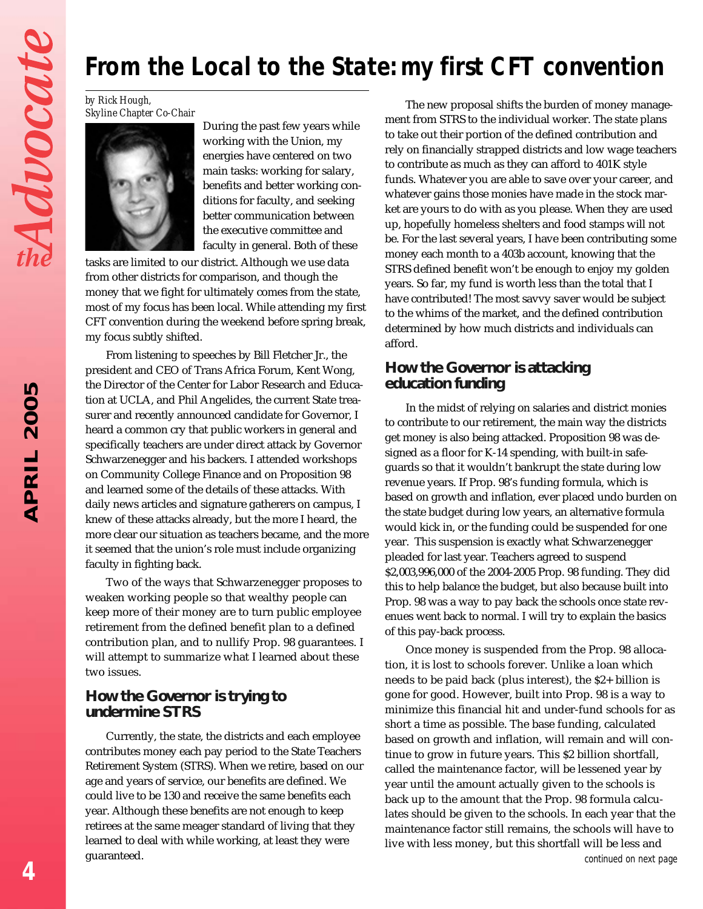# From the Local to the State: my first CFT convention

*by Rick Hough,*
*Skyline Chapter Co-Chair*

During the past few years while working with the Union, my energies have centered on two main tasks: working for salary, benefits and better working conditions for faculty, and seeking better communication between the executive committee and faculty in general. Both of these tasks are limited to our district. Although we use data from other districts for comparison, and though the money that we fight for ultimately comes from the state, most of my focus has been local. While attending my first CFT convention during the weekend before spring break, my focus subtly shifted.

From listening to speeches by Bill Fletcher Jr., the president and CEO of Trans Africa Forum, Kent Wong, the Director of the Center for Labor Research and Education at UCLA, and Phil Angelides, the current State treasurer and recently announced candidate for Governor, I heard a common cry that public workers in general and specifically teachers are under direct attack by Governor Schwarzenegger and his backers. I attended workshops on Community College Finance and on Proposition 98 and learned some of the details of these attacks. With daily news articles and signature gatherers on campus, I knew of these attacks already, but the more I heard, the more clear our situation as teachers became, and the more it seemed that the union's role must include organizing faculty in fighting back.

Two of the ways that Schwarzenegger proposes to weaken working people so that wealthy people can keep more of their money are to turn public employee retirement from the defined benefit plan to a defined contribution plan, and to nullify Prop. 98 guarantees. I will attempt to summarize what I learned about these two issues.

## How the Governor is trying to undermine STRS

Currently, the state, the districts and each employee contributes money each pay period to the State Teachers Retirement System (STRS). When we retire, based on our age and years of service, our benefits are defined. We could live to be 130 and receive the same benefits each year. Although these benefits are not enough to keep retirees at the same meager standard of living that they learned to deal with while working, at least they were guaranteed.

The new proposal shifts the burden of money management from STRS to the individual worker. The state plans to take out their portion of the defined contribution and rely on financially strapped districts and low wage teachers to contribute as much as they can afford to 401K style funds. Whatever you are able to save over your career, and whatever gains those monies have made in the stock market are yours to do with as you please. When they are used up, hopefully homeless shelters and food stamps will not be. For the last several years, I have been contributing some money each month to a 403b account, knowing that the STRS defined benefit won't be enough to enjoy my golden years. So far, my fund is worth less than the total that I have contributed! The most savvy saver would be subject to the whims of the market, and the defined contribution determined by how much districts and individuals can afford.

## How the Governor is attacking education funding

In the midst of relying on salaries and district monies to contribute to our retirement, the main way the districts get money is also being attacked. Proposition 98 was designed as a floor for K-14 spending, with built-in safeguards so that it wouldn't bankrupt the state during low revenue years. If Prop. 98's funding formula, which is based on growth and inflation, ever placed undo burden on the state budget during low years, an alternative formula would kick in, or the funding could be suspended for one year. This suspension is exactly what Schwarzenegger pleaded for last year. Teachers agreed to suspend $2,003,996,000 of the 2004-2005 Prop. 98 funding. They did this to help balance the budget, but also because built into Prop. 98 was a way to pay back the schools once state revenues went back to normal. I will try to explain the basics of this pay-back process.

Once money is suspended from the Prop. 98 allocation, it is lost to schools forever. Unlike a loan which needs to be paid back (plus interest), the $2+ billion is gone for good. However, built into Prop. 98 is a way to minimize this financial hit and under-fund schools for as short a time as possible. The base funding, calculated based on growth and inflation, will remain and will continue to grow in future years. This $2 billion shortfall, called the maintenance factor, will be lessened year by year until the amount actually given to the schools is back up to the amount that the Prop. 98 formula calculates should be given to the schools. In each year that the maintenance factor still remains, the schools will have to live with less money, but this shortfall will be less and

*continued on next page*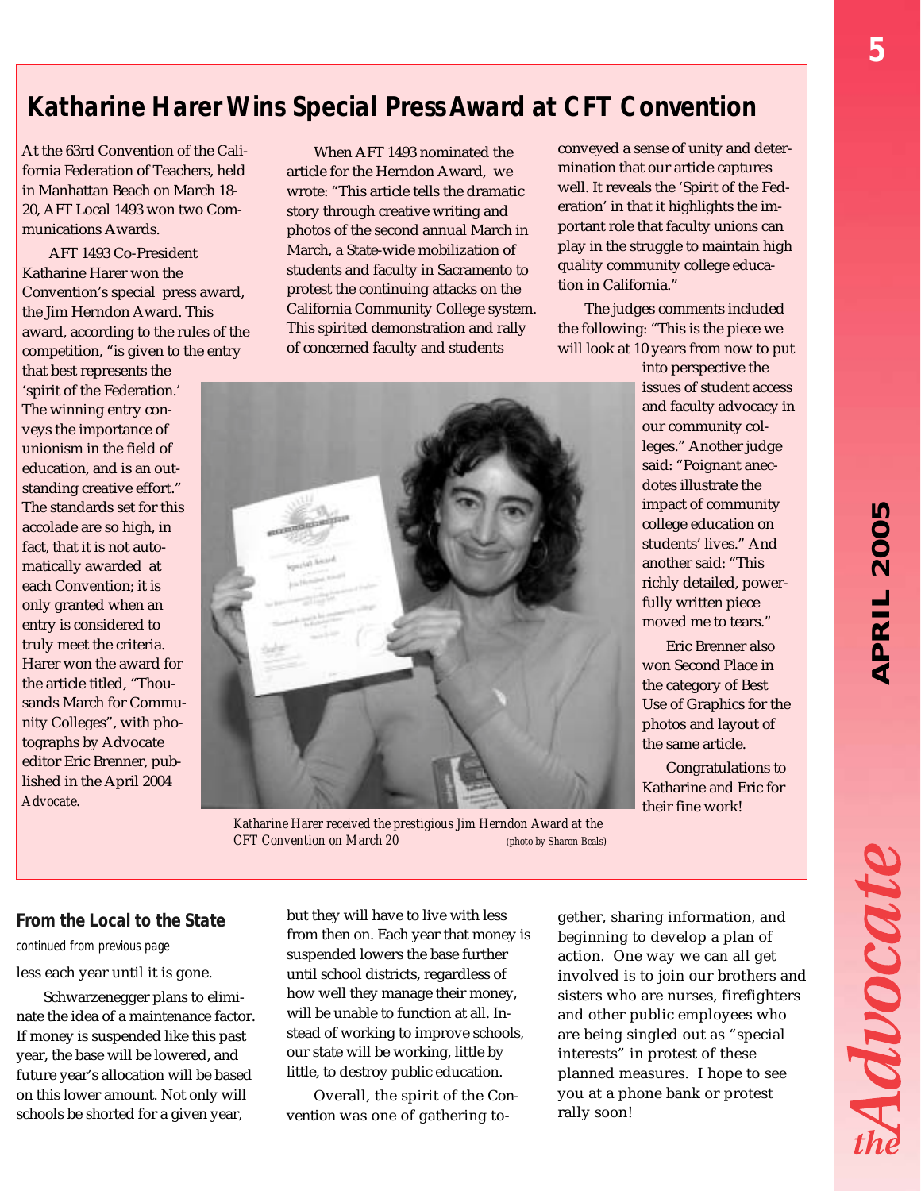# Katharine Harer Wins Special Press Award at CFT Convention

At the 63rd Convention of the California Federation of Teachers, held in Manhattan Beach on March 18-20, AFT Local 1493 won two Communications Awards.

AFT 1493 Co-President Katharine Harer won the Convention's special press award, the Jim Herndon Award. This award, according to the rules of the competition, "is given to the entry that best represents the 'spirit of the Federation.' The winning entry conveys the importance of unionism in the field of education, and is an outstanding creative effort." The standards set for this accolade are so high, in fact, that it is not automatically awarded at each Convention; it is only granted when an entry is considered to truly meet the criteria. Harer won the award for the article titled, "Thousands March for Community Colleges", with photographs by Advocate editor Eric Brenner, published in the April 2004 *Advocate*.

When AFT 1493 nominated the article for the Herndon Award, we wrote: "This article tells the dramatic story through creative writing and photos of the second annual March in March, a State-wide mobilization of students and faculty in Sacramento to protest the continuing attacks on the California Community College system. This spirited demonstration and rally of concerned faculty and students conveyed a sense of unity and determination that our article captures well. It reveals the 'Spirit of the Federation' in that it highlights the important role that faculty unions can play in the struggle to maintain high quality community college education in California."

The judges comments included the following: "This is the piece we will look at 10 years from now to put into perspective the issues of student access and faculty advocacy in our community colleges." Another judge said: "Poignant anecdotes illustrate the impact of community college education on students' lives." And another said: "This richly detailed, powerfully written piece moved me to tears."

Eric Brenner also won Second Place in the category of Best Use of Graphics for the photos and layout of the same article.

Congratulations to Katharine and Eric for their fine work!

*Katharine Harer received the prestigious Jim Herndon Award at the CFT Convention on March 20* (photo by Sharon Beals)

### From the Local to the State

*continued from previous page*

less each year until it is gone.

Schwarzenegger plans to eliminate the idea of a maintenance factor. If money is suspended like this past year, the base will be lowered, and future year's allocation will be based on this lower amount. Not only will schools be shorted for a given year, but they will have to live with less from then on. Each year that money is suspended lowers the base further until school districts, regardless of how well they manage their money, will be unable to function at all. Instead of working to improve schools, our state will be working, little by little, to destroy public education.

Overall, the spirit of the Convention was one of gathering together, sharing information, and beginning to develop a plan of action. One way we can all get involved is to join our brothers and sisters who are nurses, firefighters and other public employees who are being singled out as "special interests" in protest of these planned measures. I hope to see you at a phone bank or protest rally soon!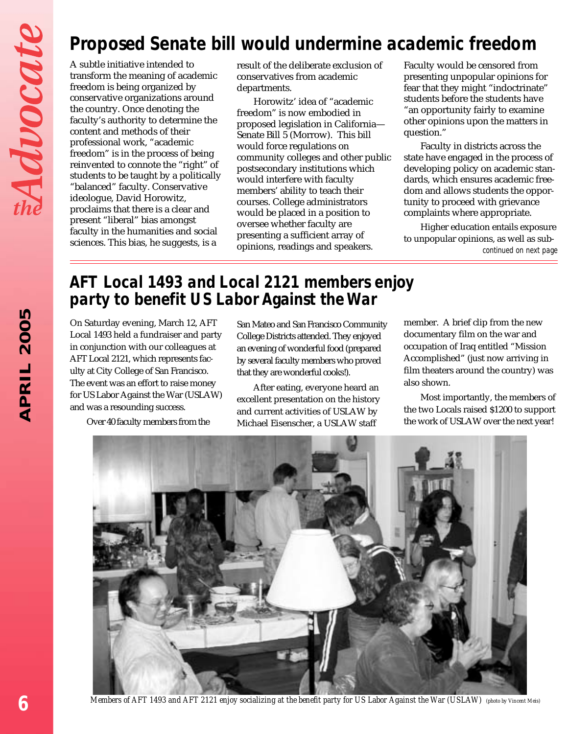## Proposed Senate bill would undermine academic freedom

A subtle initiative intended to transform the meaning of academic freedom is being organized by conservative organizations around the country. Once denoting the faculty's authority to determine the content and methods of their professional work, "academic freedom" is in the process of being reinvented to connote the "right" of students to be taught by a politically "balanced" faculty. Conservative ideologue, David Horowitz, proclaims that there is a clear and present "liberal" bias amongst faculty in the humanities and social sciences. This bias, he suggests, is a result of the deliberate exclusion of conservatives from academic departments.

Horowitz' idea of "academic freedom" is now embodied in proposed legislation in California—Senate Bill 5 (Morrow). This bill would force regulations on community colleges and other public postsecondary institutions which would interfere with faculty members' ability to teach their courses. College administrators would be placed in a position to oversee whether faculty are presenting a sufficient array of opinions, readings and speakers. Faculty would be censored from presenting unpopular opinions for fear that they might "indoctrinate" students before the students have "an opportunity fairly to examine other opinions upon the matters in question."

Faculty in districts across the state have engaged in the process of developing policy on academic standards, which ensures academic freedom and allows students the opportunity to proceed with grievance complaints where appropriate.

Higher education entails exposure to unpopular opinions, as well as sub-

*continued on next page*

## AFT Local 1493 and Local 2121 members enjoy party to benefit US Labor Against the War

On Saturday evening, March 12, AFT Local 1493 held a fundraiser and party in conjunction with our colleagues at AFT Local 2121, which represents faculty at City College of San Francisco. The event was an effort to raise money for US Labor Against the War (USLAW) and was a resounding success.

Over 40 faculty members from the San Mateo and San Francisco Community College Districts attended. They enjoyed an evening of wonderful food (prepared by several faculty members who proved that they are wonderful cooks!).

After eating, everyone heard an excellent presentation on the history and current activities of USLAW by Michael Eisenscher, a USLAW staff member. A brief clip from the new documentary film on the war and occupation of Iraq entitled "Mission Accomplished" (just now arriving in film theaters around the country) was also shown.

Most importantly, the members of the two Locals raised $1200 to support the work of USLAW over the next year!

*Members of AFT 1493 and AFT 2121 enjoy socializing at the benefit party for US Labor Against the War (USLAW)* (photo by Vincent Meis)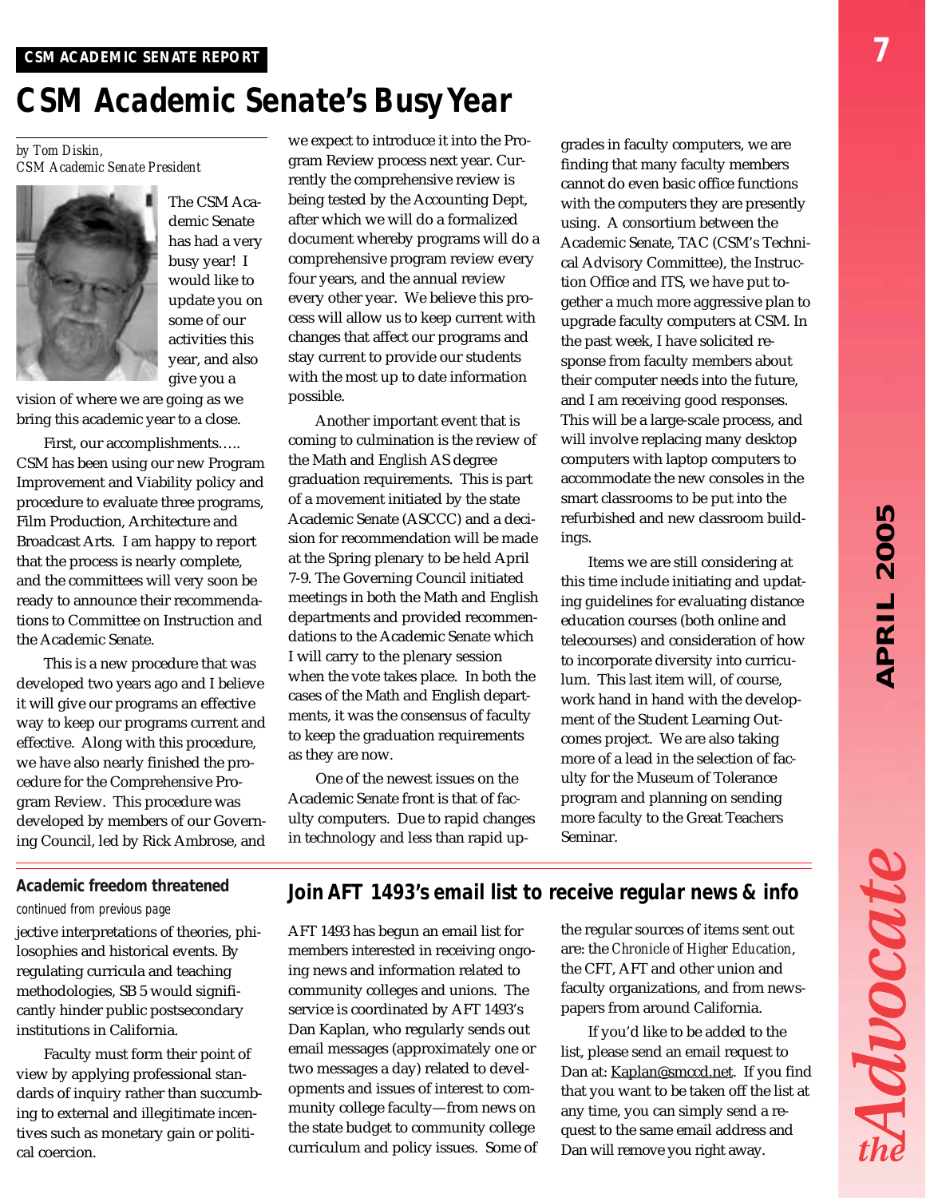CSM ACADEMIC SENATE REPORT

# CSM Academic Senate's Busy Year

*by Tom Diskin,*
*CSM Academic Senate President*

The CSM Academic Senate has had a very busy year! I would like to update you on some of our activities this year, and also give you a vision of where we are going as we bring this academic year to a close.

First, our accomplishments….. CSM has been using our new Program Improvement and Viability policy and procedure to evaluate three programs, Film Production, Architecture and Broadcast Arts. I am happy to report that the process is nearly complete, and the committees will very soon be ready to announce their recommendations to Committee on Instruction and the Academic Senate.

This is a new procedure that was developed two years ago and I believe it will give our programs an effective way to keep our programs current and effective. Along with this procedure, we have also nearly finished the procedure for the Comprehensive Program Review. This procedure was developed by members of our Governing Council, led by Rick Ambrose, and we expect to introduce it into the Program Review process next year. Currently the comprehensive review is being tested by the Accounting Dept, after which we will do a formalized document whereby programs will do a comprehensive program review every four years, and the annual review every other year. We believe this process will allow us to keep current with changes that affect our programs and stay current to provide our students with the most up to date information possible.

Another important event that is coming to culmination is the review of the Math and English AS degree graduation requirements. This is part of a movement initiated by the state Academic Senate (ASCCC) and a decision for recommendation will be made at the Spring plenary to be held April 7-9. The Governing Council initiated meetings in both the Math and English departments and provided recommendations to the Academic Senate which I will carry to the plenary session when the vote takes place. In both the cases of the Math and English departments, it was the consensus of faculty to keep the graduation requirements as they are now.

One of the newest issues on the Academic Senate front is that of faculty computers. Due to rapid changes in technology and less than rapid upgrades in faculty computers, we are finding that many faculty members cannot do even basic office functions with the computers they are presently using. A consortium between the Academic Senate, TAC (CSM's Technical Advisory Committee), the Instruction Office and ITS, we have put together a much more aggressive plan to upgrade faculty computers at CSM. In the past week, I have solicited response from faculty members about their computer needs into the future, and I am receiving good responses. This will be a large-scale process, and will involve replacing many desktop computers with laptop computers to accommodate the new consoles in the smart classrooms to be put into the refurbished and new classroom buildings.

Items we are still considering at this time include initiating and updating guidelines for evaluating distance education courses (both online and telecourses) and consideration of how to incorporate diversity into curriculum. This last item will, of course, work hand in hand with the development of the Student Learning Outcomes project. We are also taking more of a lead in the selection of faculty for the Museum of Tolerance program and planning on sending more faculty to the Great Teachers Seminar.

---

### Academic freedom threatened

*continued from previous page*

jective interpretations of theories, philosophies and historical events. By regulating curricula and teaching methodologies, SB 5 would significantly hinder public postsecondary institutions in California.

Faculty must form their point of view by applying professional standards of inquiry rather than succumbing to external and illegitimate incentives such as monetary gain or political coercion.

---

## Join AFT 1493's email list to receive regular news & info

AFT 1493 has begun an email list for members interested in receiving ongoing news and information related to community colleges and unions. The service is coordinated by AFT 1493's Dan Kaplan, who regularly sends out email messages (approximately one or two messages a day) related to developments and issues of interest to community college faculty—from news on the state budget to community college curriculum and policy issues. Some of the regular sources of items sent out are: the *Chronicle of Higher Education*, the CFT, AFT and other union and faculty organizations, and from newspapers from around California.

If you'd like to be added to the list, please send an email request to Dan at: Kaplan@smccd.net. If you find that you want to be taken off the list at any time, you can simply send a request to the same email address and Dan will remove you right away.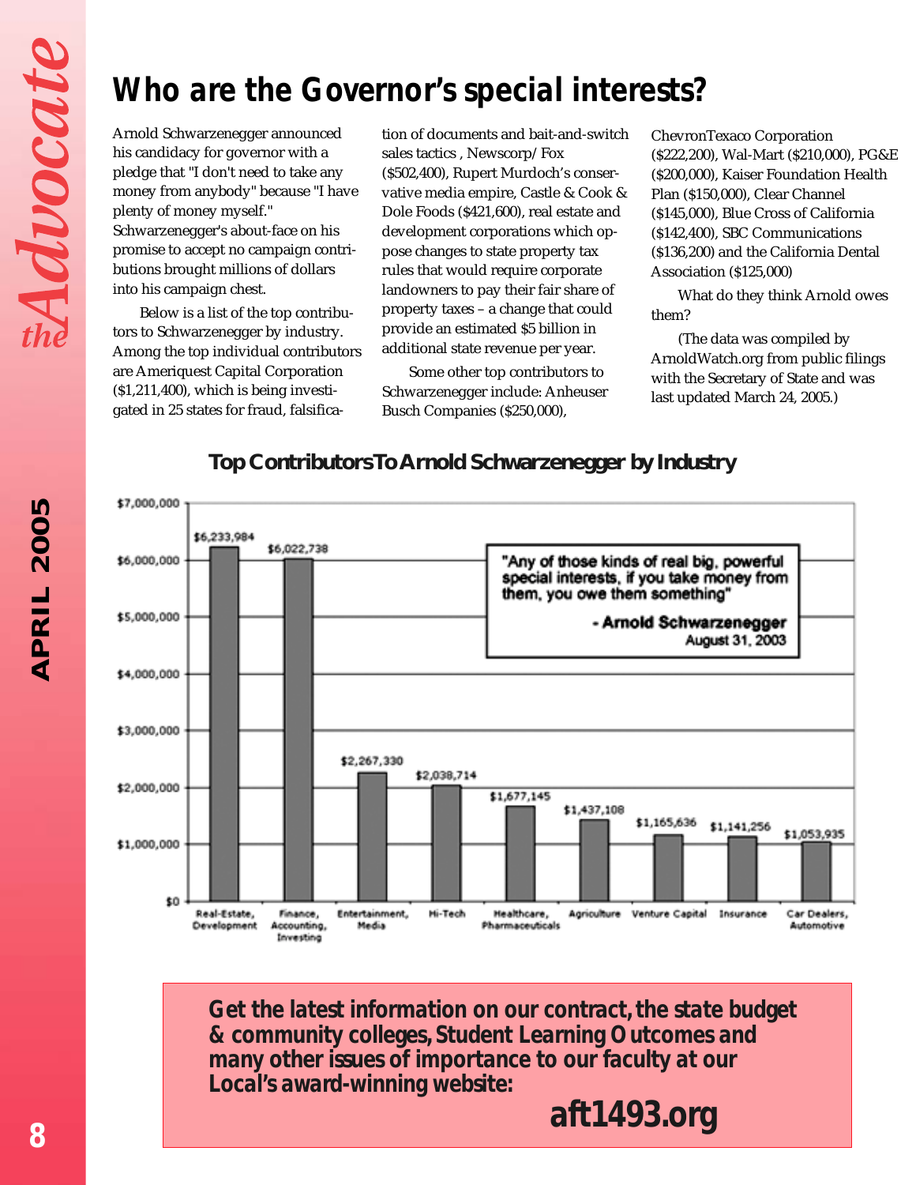# Who are the Governor's special interests?

Arnold Schwarzenegger announced his candidacy for governor with a pledge that "I don't need to take any money from anybody" because "I have plenty of money myself." Schwarzenegger's about-face on his promise to accept no campaign contributions brought millions of dollars into his campaign chest.

Below is a list of the top contributors to Schwarzenegger by industry. Among the top individual contributors are Ameriquest Capital Corporation ($1,211,400), which is being investigated in 25 states for fraud, falsification of documents and bait-and-switch sales tactics , Newscorp/Fox ($502,400), Rupert Murdoch's conservative media empire, Castle & Cook & Dole Foods ($421,600), real estate and development corporations which oppose changes to state property tax rules that would require corporate landowners to pay their fair share of property taxes – a change that could provide an estimated $5 billion in additional state revenue per year.

Some other top contributors to Schwarzenegger include: Anheuser Busch Companies ($250,000), ChevronTexaco Corporation ($222,200), Wal-Mart ($210,000), PG&E ($200,000), Kaiser Foundation Health Plan ($150,000), Clear Channel ($145,000), Blue Cross of California ($142,400), SBC Communications ($136,200) and the California Dental Association ($125,000)

What do they think Arnold owes them?

(The data was compiled by ArnoldWatch.org from public filings with the Secretary of State and was last updated March 24, 2005.)

**Top Contributors To Arnold Schwarzenegger by Industry**

$7,000,000
$6,000,000
$5,000,000
$4,000,000
$3,000,000
$2,000,000
$1,000,000
$0

Real-Estate, Development: $6,233,984
Finance, Accounting, Investing: $6,022,738
Entertainment, Media: $2,267,330
Hi-Tech: $2,038,714
Healthcare, Pharmaceuticals: $1,677,145
Agriculture: $1,437,108
Venture Capital: $1,165,636
Insurance: $1,141,256
Car Dealers, Automotive: $1,053,935

"Any of those kinds of real big, powerful special interests, if you take money from them, you owe them something"
- Arnold Schwarzenegger
August 31, 2003

**Get the latest information on our contract, the state budget & community colleges, Student Learning Outcomes and many other issues of importance to our faculty at our Local's award-winning website:**

**aft1493.org**